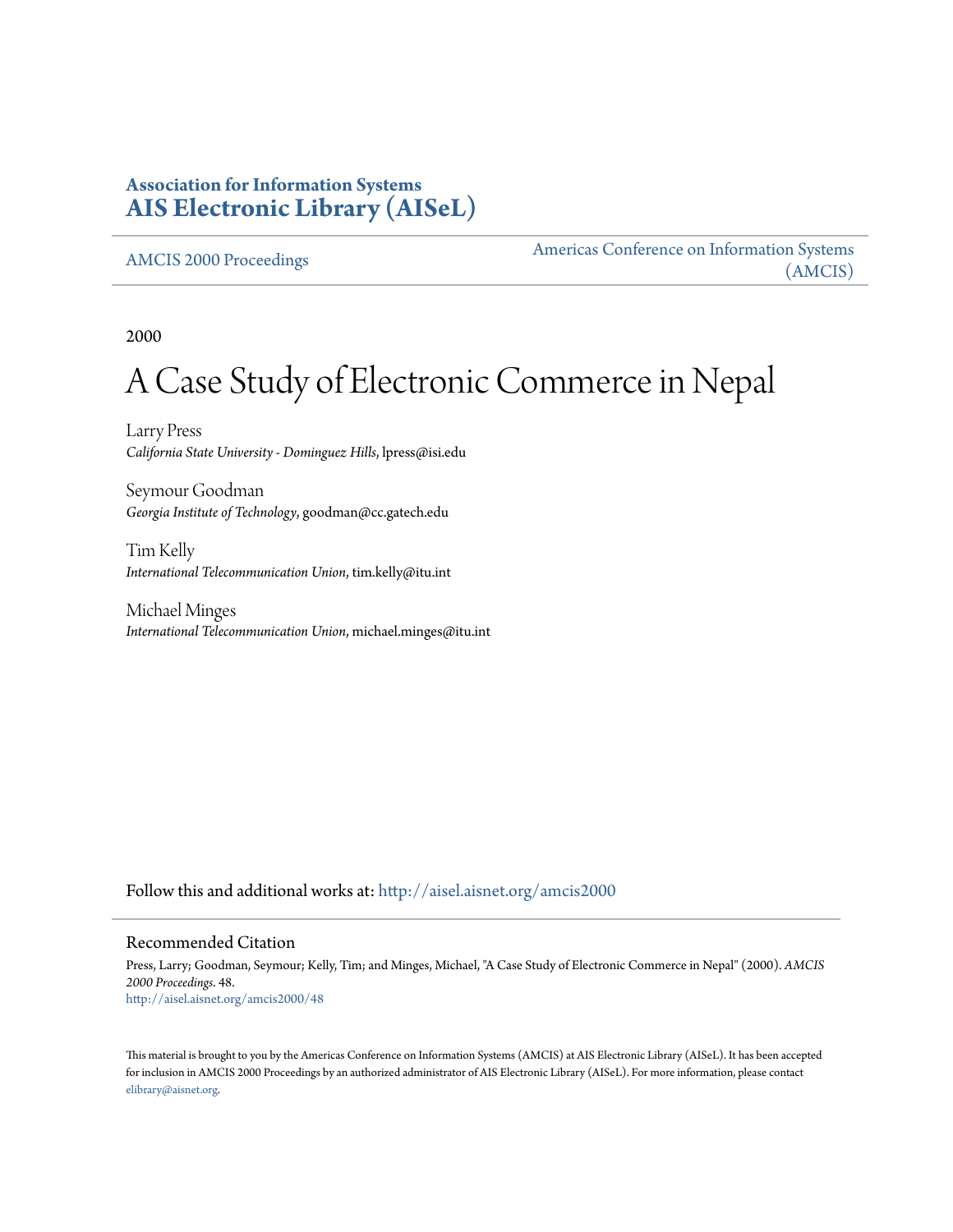**Association for Information Systems**
**AIS Electronic Library (AISeL)**

AMCIS 2000 Proceedings

Americas Conference on Information Systems (AMCIS)

2000

# A Case Study of Electronic Commerce in Nepal

Larry Press
*California State University - Dominguez Hills*, lpress@isi.edu

Seymour Goodman
*Georgia Institute of Technology*, goodman@cc.gatech.edu

Tim Kelly
*International Telecommunication Union*, tim.kelly@itu.int

Michael Minges
*International Telecommunication Union*, michael.minges@itu.int

Follow this and additional works at: http://aisel.aisnet.org/amcis2000

## Recommended Citation

Press, Larry; Goodman, Seymour; Kelly, Tim; and Minges, Michael, "A Case Study of Electronic Commerce in Nepal" (2000). *AMCIS 2000 Proceedings*. 48.
http://aisel.aisnet.org/amcis2000/48

This material is brought to you by the Americas Conference on Information Systems (AMCIS) at AIS Electronic Library (AISeL). It has been accepted for inclusion in AMCIS 2000 Proceedings by an authorized administrator of AIS Electronic Library (AISeL). For more information, please contact elibrary@aisnet.org.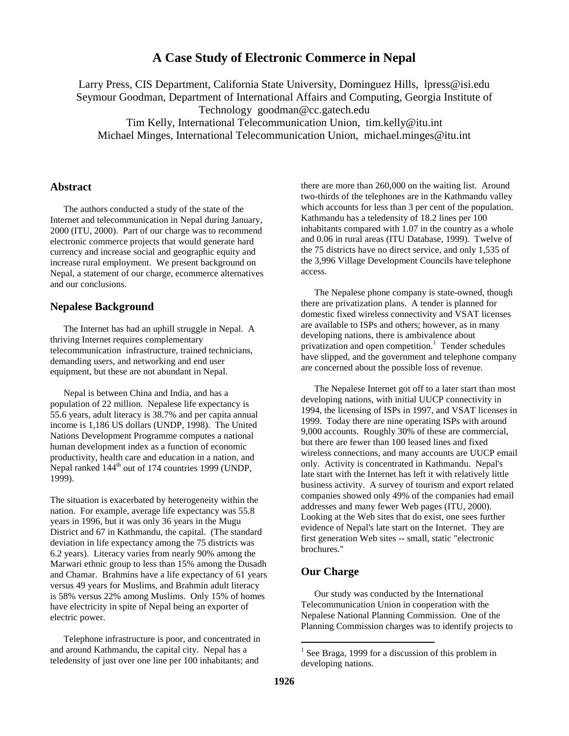# A Case Study of Electronic Commerce in Nepal

Larry Press, CIS Department, California State University, Dominguez Hills, lpress@isi.edu
Seymour Goodman, Department of International Affairs and Computing, Georgia Institute of Technology goodman@cc.gatech.edu
Tim Kelly, International Telecommunication Union, tim.kelly@itu.int
Michael Minges, International Telecommunication Union, michael.minges@itu.int

## Abstract

The authors conducted a study of the state of the Internet and telecommunication in Nepal during January, 2000 (ITU, 2000). Part of our charge was to recommend electronic commerce projects that would generate hard currency and increase social and geographic equity and increase rural employment. We present background on Nepal, a statement of our charge, ecommerce alternatives and our conclusions.

## Nepalese Background

The Internet has had an uphill struggle in Nepal. A thriving Internet requires complementary telecommunication infrastructure, trained technicians, demanding users, and networking and end user equipment, but these are not abundant in Nepal.

Nepal is between China and India, and has a population of 22 million. Nepalese life expectancy is 55.6 years, adult literacy is 38.7% and per capita annual income is 1,186 US dollars (UNDP, 1998). The United Nations Development Programme computes a national human development index as a function of economic productivity, health care and education in a nation, and Nepal ranked 144th out of 174 countries 1999 (UNDP, 1999).

The situation is exacerbated by heterogeneity within the nation. For example, average life expectancy was 55.8 years in 1996, but it was only 36 years in the Mugu District and 67 in Kathmandu, the capital. (The standard deviation in life expectancy among the 75 districts was 6.2 years). Literacy varies from nearly 90% among the Marwari ethnic group to less than 15% among the Dusadh and Chamar. Brahmins have a life expectancy of 61 years versus 49 years for Muslims, and Brahmin adult literacy is 58% versus 22% among Muslims. Only 15% of homes have electricity in spite of Nepal being an exporter of electric power.

Telephone infrastructure is poor, and concentrated in and around Kathmandu, the capital city. Nepal has a teledensity of just over one line per 100 inhabitants; and there are more than 260,000 on the waiting list. Around two-thirds of the telephones are in the Kathmandu valley which accounts for less than 3 per cent of the population. Kathmandu has a teledensity of 18.2 lines per 100 inhabitants compared with 1.07 in the country as a whole and 0.06 in rural areas (ITU Database, 1999). Twelve of the 75 districts have no direct service, and only 1,535 of the 3,996 Village Development Councils have telephone access.

The Nepalese phone company is state-owned, though there are privatization plans. A tender is planned for domestic fixed wireless connectivity and VSAT licenses are available to ISPs and others; however, as in many developing nations, there is ambivalence about privatization and open competition.[1] Tender schedules have slipped, and the government and telephone company are concerned about the possible loss of revenue.

The Nepalese Internet got off to a later start than most developing nations, with initial UUCP connectivity in 1994, the licensing of ISPs in 1997, and VSAT licenses in 1999. Today there are nine operating ISPs with around 9,000 accounts. Roughly 30% of these are commercial, but there are fewer than 100 leased lines and fixed wireless connections, and many accounts are UUCP email only. Activity is concentrated in Kathmandu. Nepal's late start with the Internet has left it with relatively little business activity. A survey of tourism and export related companies showed only 49% of the companies had email addresses and many fewer Web pages (ITU, 2000). Looking at the Web sites that do exist, one sees further evidence of Nepal's late start on the Internet. They are first generation Web sites -- small, static "electronic brochures."

## Our Charge

Our study was conducted by the International Telecommunication Union in cooperation with the Nepalese National Planning Commission. One of the Planning Commission charges was to identify projects to

[1] See Braga, 1999 for a discussion of this problem in developing nations.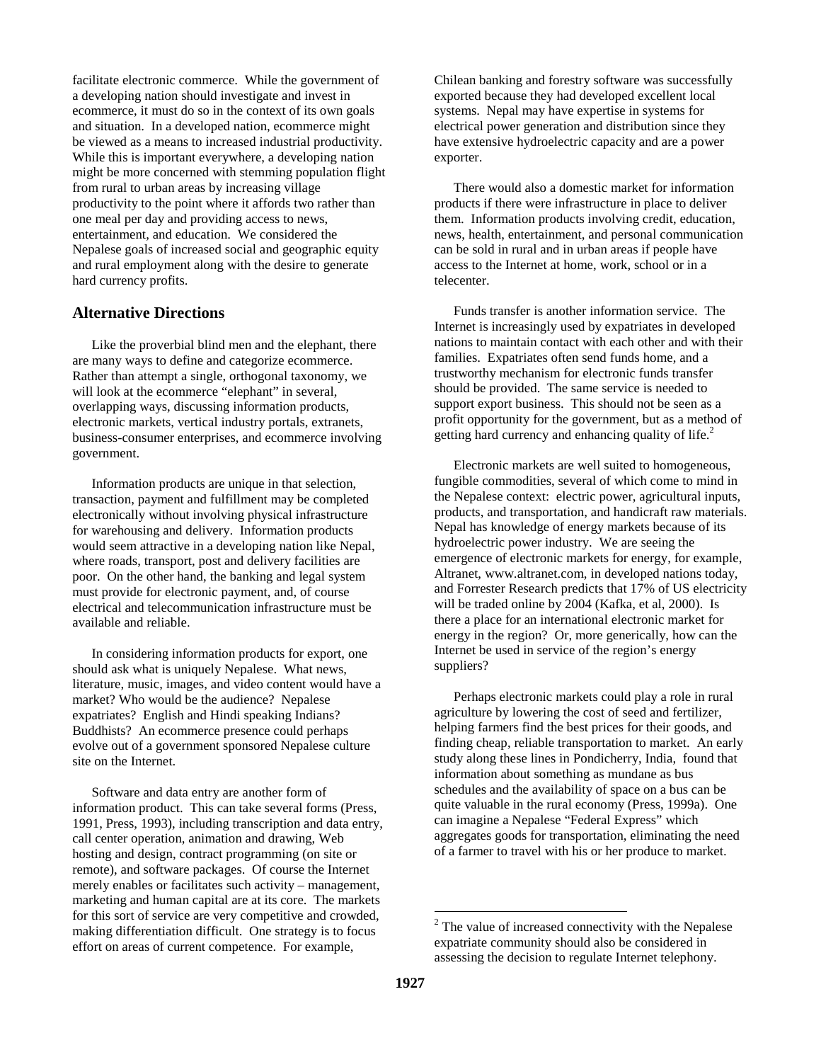facilitate electronic commerce. While the government of a developing nation should investigate and invest in ecommerce, it must do so in the context of its own goals and situation. In a developed nation, ecommerce might be viewed as a means to increased industrial productivity. While this is important everywhere, a developing nation might be more concerned with stemming population flight from rural to urban areas by increasing village productivity to the point where it affords two rather than one meal per day and providing access to news, entertainment, and education. We considered the Nepalese goals of increased social and geographic equity and rural employment along with the desire to generate hard currency profits.

## Alternative Directions

Like the proverbial blind men and the elephant, there are many ways to define and categorize ecommerce. Rather than attempt a single, orthogonal taxonomy, we will look at the ecommerce "elephant" in several, overlapping ways, discussing information products, electronic markets, vertical industry portals, extranets, business-consumer enterprises, and ecommerce involving government.

Information products are unique in that selection, transaction, payment and fulfillment may be completed electronically without involving physical infrastructure for warehousing and delivery. Information products would seem attractive in a developing nation like Nepal, where roads, transport, post and delivery facilities are poor. On the other hand, the banking and legal system must provide for electronic payment, and, of course electrical and telecommunication infrastructure must be available and reliable.

In considering information products for export, one should ask what is uniquely Nepalese. What news, literature, music, images, and video content would have a market? Who would be the audience? Nepalese expatriates? English and Hindi speaking Indians? Buddhists? An ecommerce presence could perhaps evolve out of a government sponsored Nepalese culture site on the Internet.

Software and data entry are another form of information product. This can take several forms (Press, 1991, Press, 1993), including transcription and data entry, call center operation, animation and drawing, Web hosting and design, contract programming (on site or remote), and software packages. Of course the Internet merely enables or facilitates such activity – management, marketing and human capital are at its core. The markets for this sort of service are very competitive and crowded, making differentiation difficult. One strategy is to focus effort on areas of current competence. For example, Chilean banking and forestry software was successfully exported because they had developed excellent local systems. Nepal may have expertise in systems for electrical power generation and distribution since they have extensive hydroelectric capacity and are a power exporter.

There would also a domestic market for information products if there were infrastructure in place to deliver them. Information products involving credit, education, news, health, entertainment, and personal communication can be sold in rural and in urban areas if people have access to the Internet at home, work, school or in a telecenter.

Funds transfer is another information service. The Internet is increasingly used by expatriates in developed nations to maintain contact with each other and with their families. Expatriates often send funds home, and a trustworthy mechanism for electronic funds transfer should be provided. The same service is needed to support export business. This should not be seen as a profit opportunity for the government, but as a method of getting hard currency and enhancing quality of life.[2]

Electronic markets are well suited to homogeneous, fungible commodities, several of which come to mind in the Nepalese context: electric power, agricultural inputs, products, and transportation, and handicraft raw materials. Nepal has knowledge of energy markets because of its hydroelectric power industry. We are seeing the emergence of electronic markets for energy, for example, Altranet, www.altranet.com, in developed nations today, and Forrester Research predicts that 17% of US electricity will be traded online by 2004 (Kafka, et al, 2000). Is there a place for an international electronic market for energy in the region? Or, more generically, how can the Internet be used in service of the region's energy suppliers?

Perhaps electronic markets could play a role in rural agriculture by lowering the cost of seed and fertilizer, helping farmers find the best prices for their goods, and finding cheap, reliable transportation to market. An early study along these lines in Pondicherry, India, found that information about something as mundane as bus schedules and the availability of space on a bus can be quite valuable in the rural economy (Press, 1999a). One can imagine a Nepalese "Federal Express" which aggregates goods for transportation, eliminating the need of a farmer to travel with his or her produce to market.

---

[2] The value of increased connectivity with the Nepalese expatriate community should also be considered in assessing the decision to regulate Internet telephony.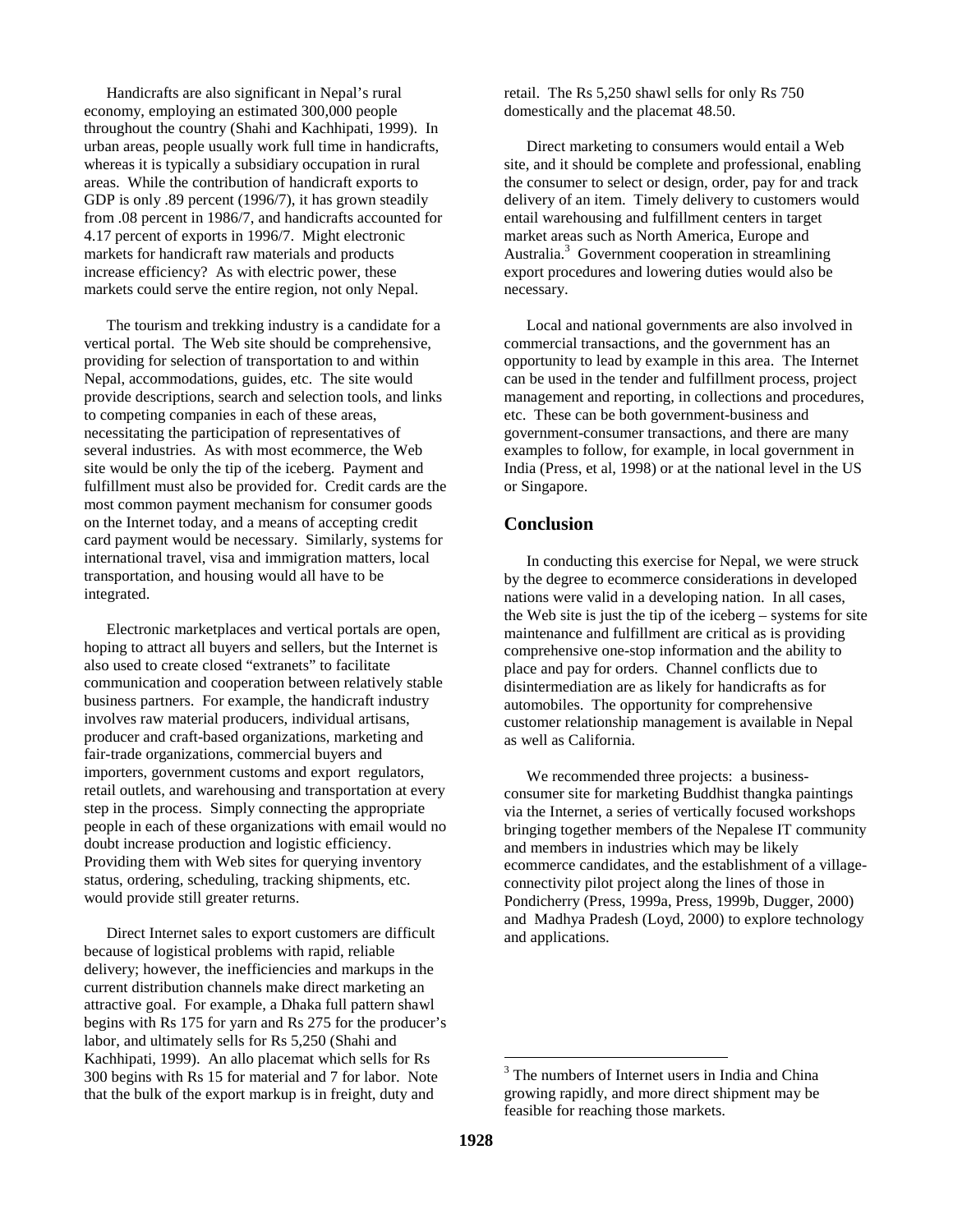Handicrafts are also significant in Nepal's rural economy, employing an estimated 300,000 people throughout the country (Shahi and Kachhipati, 1999). In urban areas, people usually work full time in handicrafts, whereas it is typically a subsidiary occupation in rural areas. While the contribution of handicraft exports to GDP is only .89 percent (1996/7), it has grown steadily from .08 percent in 1986/7, and handicrafts accounted for 4.17 percent of exports in 1996/7. Might electronic markets for handicraft raw materials and products increase efficiency? As with electric power, these markets could serve the entire region, not only Nepal.

The tourism and trekking industry is a candidate for a vertical portal. The Web site should be comprehensive, providing for selection of transportation to and within Nepal, accommodations, guides, etc. The site would provide descriptions, search and selection tools, and links to competing companies in each of these areas, necessitating the participation of representatives of several industries. As with most ecommerce, the Web site would be only the tip of the iceberg. Payment and fulfillment must also be provided for. Credit cards are the most common payment mechanism for consumer goods on the Internet today, and a means of accepting credit card payment would be necessary. Similarly, systems for international travel, visa and immigration matters, local transportation, and housing would all have to be integrated.

Electronic marketplaces and vertical portals are open, hoping to attract all buyers and sellers, but the Internet is also used to create closed "extranets" to facilitate communication and cooperation between relatively stable business partners. For example, the handicraft industry involves raw material producers, individual artisans, producer and craft-based organizations, marketing and fair-trade organizations, commercial buyers and importers, government customs and export regulators, retail outlets, and warehousing and transportation at every step in the process. Simply connecting the appropriate people in each of these organizations with email would no doubt increase production and logistic efficiency. Providing them with Web sites for querying inventory status, ordering, scheduling, tracking shipments, etc. would provide still greater returns.

Direct Internet sales to export customers are difficult because of logistical problems with rapid, reliable delivery; however, the inefficiencies and markups in the current distribution channels make direct marketing an attractive goal. For example, a Dhaka full pattern shawl begins with Rs 175 for yarn and Rs 275 for the producer's labor, and ultimately sells for Rs 5,250 (Shahi and Kachhipati, 1999). An allo placemat which sells for Rs 300 begins with Rs 15 for material and 7 for labor. Note that the bulk of the export markup is in freight, duty and retail. The Rs 5,250 shawl sells for only Rs 750 domestically and the placemat 48.50.

Direct marketing to consumers would entail a Web site, and it should be complete and professional, enabling the consumer to select or design, order, pay for and track delivery of an item. Timely delivery to customers would entail warehousing and fulfillment centers in target market areas such as North America, Europe and Australia.[3] Government cooperation in streamlining export procedures and lowering duties would also be necessary.

Local and national governments are also involved in commercial transactions, and the government has an opportunity to lead by example in this area. The Internet can be used in the tender and fulfillment process, project management and reporting, in collections and procedures, etc. These can be both government-business and government-consumer transactions, and there are many examples to follow, for example, in local government in India (Press, et al, 1998) or at the national level in the US or Singapore.

## Conclusion

In conducting this exercise for Nepal, we were struck by the degree to ecommerce considerations in developed nations were valid in a developing nation. In all cases, the Web site is just the tip of the iceberg – systems for site maintenance and fulfillment are critical as is providing comprehensive one-stop information and the ability to place and pay for orders. Channel conflicts due to disintermediation are as likely for handicrafts as for automobiles. The opportunity for comprehensive customer relationship management is available in Nepal as well as California.

We recommended three projects: a business-consumer site for marketing Buddhist thangka paintings via the Internet, a series of vertically focused workshops bringing together members of the Nepalese IT community and members in industries which may be likely ecommerce candidates, and the establishment of a village-connectivity pilot project along the lines of those in Pondicherry (Press, 1999a, Press, 1999b, Dugger, 2000) and Madhya Pradesh (Loyd, 2000) to explore technology and applications.

---

[3] The numbers of Internet users in India and China growing rapidly, and more direct shipment may be feasible for reaching those markets.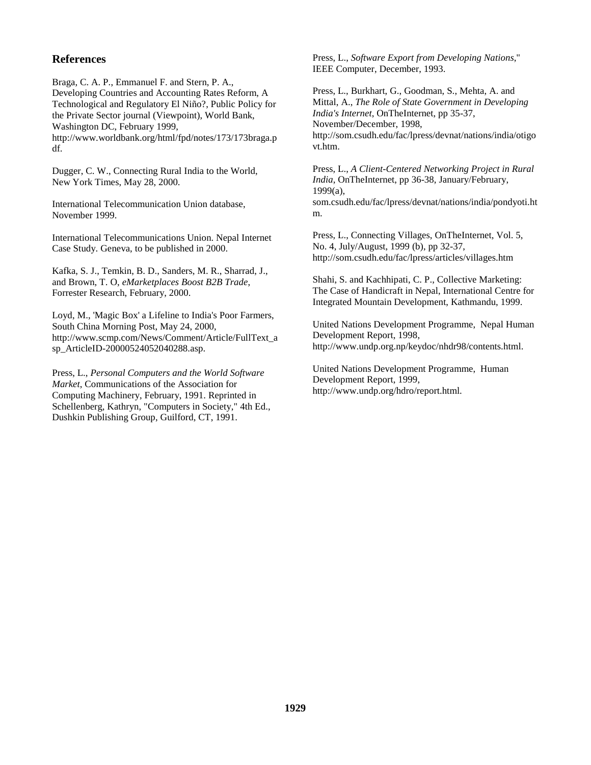## References

Braga, C. A. P., Emmanuel F. and Stern, P. A., Developing Countries and Accounting Rates Reform, A Technological and Regulatory El Niño?, Public Policy for the Private Sector journal (Viewpoint), World Bank, Washington DC, February 1999, http://www.worldbank.org/html/fpd/notes/173/173braga.pdf.

Dugger, C. W., Connecting Rural India to the World, New York Times, May 28, 2000.

International Telecommunication Union database, November 1999.

International Telecommunications Union. Nepal Internet Case Study. Geneva, to be published in 2000.

Kafka, S. J., Temkin, B. D., Sanders, M. R., Sharrad, J., and Brown, T. O, *eMarketplaces Boost B2B Trade*, Forrester Research, February, 2000.

Loyd, M., 'Magic Box' a Lifeline to India's Poor Farmers, South China Morning Post, May 24, 2000, http://www.scmp.com/News/Comment/Article/FullText_asp_ArticleID-20000524052040288.asp.

Press, L., *Personal Computers and the World Software Market*, Communications of the Association for Computing Machinery, February, 1991. Reprinted in Schellenberg, Kathryn, "Computers in Society," 4th Ed., Dushkin Publishing Group, Guilford, CT, 1991.

Press, L., *Software Export from Developing Nations*," IEEE Computer, December, 1993.

Press, L., Burkhart, G., Goodman, S., Mehta, A. and Mittal, A., *The Role of State Government in Developing India's Internet*, OnTheInternet, pp 35-37, November/December, 1998, http://som.csudh.edu/fac/lpress/devnat/nations/india/otigovt.htm.

Press, L., *A Client-Centered Networking Project in Rural India*, OnTheInternet, pp 36-38, January/February, 1999(a), som.csudh.edu/fac/lpress/devnat/nations/india/pondyoti.htm.

Press, L., Connecting Villages, OnTheInternet, Vol. 5, No. 4, July/August, 1999 (b), pp 32-37, http://som.csudh.edu/fac/lpress/articles/villages.htm

Shahi, S. and Kachhipati, C. P., Collective Marketing: The Case of Handicraft in Nepal, International Centre for Integrated Mountain Development, Kathmandu, 1999.

United Nations Development Programme, Nepal Human Development Report, 1998, http://www.undp.org.np/keydoc/nhdr98/contents.html.

United Nations Development Programme, Human Development Report, 1999, http://www.undp.org/hdro/report.html.